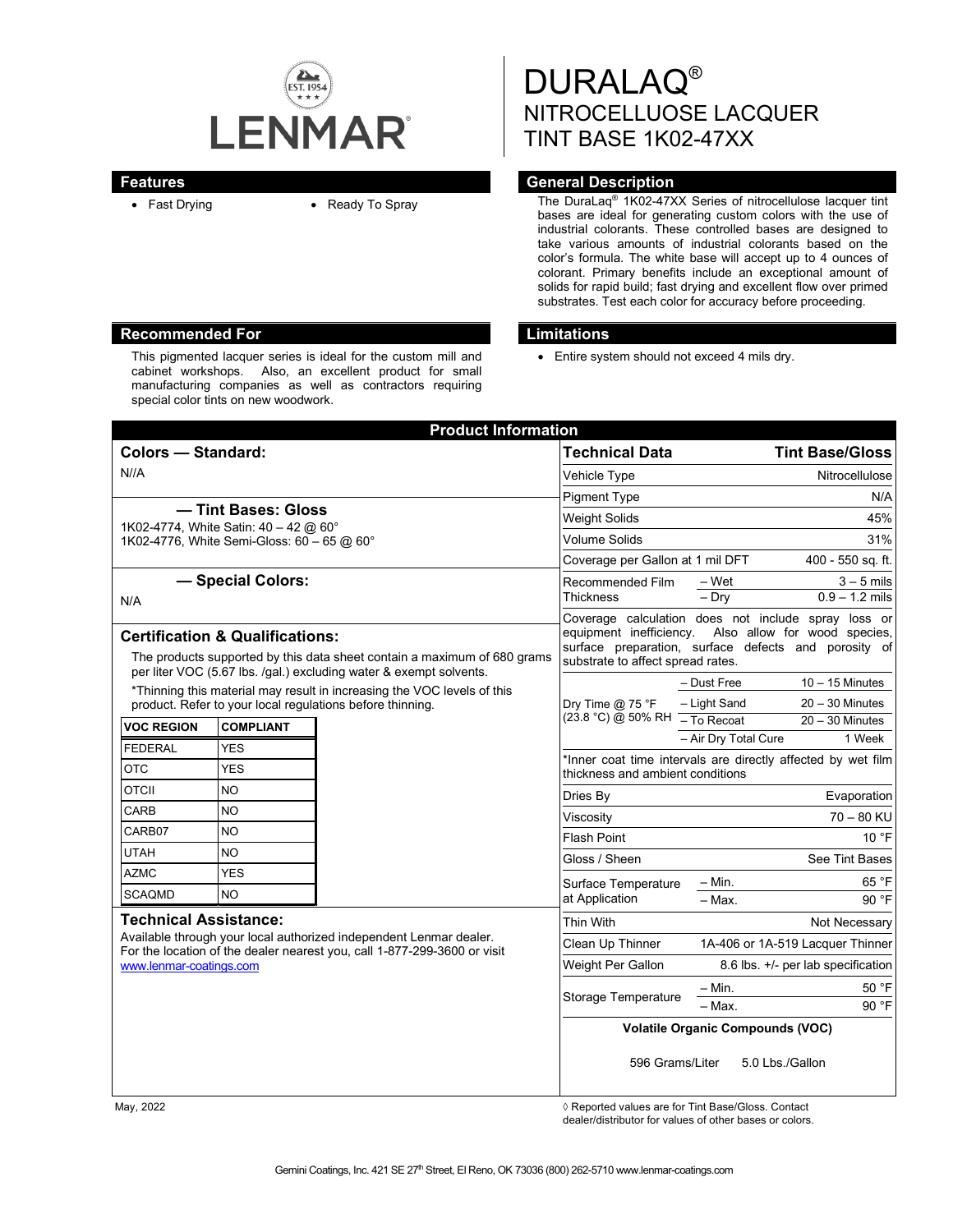# DURALAQ®
## NITROCELLUOSE LACQUER
## TINT BASE 1K02-47XX

## Features

- Fast Drying
- Ready To Spray

## General Description

The DuraLaq® 1K02-47XX Series of nitrocellulose lacquer tint bases are ideal for generating custom colors with the use of industrial colorants. These controlled bases are designed to take various amounts of industrial colorants based on the color's formula. The white base will accept up to 4 ounces of colorant. Primary benefits include an exceptional amount of solids for rapid build; fast drying and excellent flow over primed substrates. Test each color for accuracy before proceeding.

## Recommended For

This pigmented lacquer series is ideal for the custom mill and cabinet workshops. Also, an excellent product for small manufacturing companies as well as contractors requiring special color tints on new woodwork.

## Limitations

- Entire system should not exceed 4 mils dry.

## Product Information

### Colors — Standard:

N//A

### — Tint Bases: Gloss

1K02-4774, White Satin: 40 – 42 @ 60°
1K02-4776, White Semi-Gloss: 60 – 65 @ 60°

### — Special Colors:

N/A

### Certification & Qualifications:

The products supported by this data sheet contain a maximum of 680 grams per liter VOC (5.67 lbs. /gal.) excluding water & exempt solvents.

*Thinning this material may result in increasing the VOC levels of this product. Refer to your local regulations before thinning.

| VOC REGION | COMPLIANT |
|---|---|
| FEDERAL | YES |
| OTC | YES |
| OTCII | NO |
| CARB | NO |
| CARB07 | NO |
| UTAH | NO |
| AZMC | YES |
| SCAQMD | NO |

### Technical Assistance:

Available through your local authorized independent Lenmar dealer. For the location of the dealer nearest you, call 1-877-299-3600 or visit www.lenmar-coatings.com

| Technical Data | | Tint Base/Gloss |
|---|---|---|
| Vehicle Type | | Nitrocellulose |
| Pigment Type | | N/A |
| Weight Solids | | 45% |
| Volume Solids | | 31% |
| Coverage per Gallon at 1 mil DFT | | 400 - 550 sq. ft. |
| Recommended Film Thickness | – Wet | 3 – 5 mils |
| | – Dry | 0.9 – 1.2 mils |
| Coverage calculation does not include spray loss or equipment inefficiency. Also allow for wood species, surface preparation, surface defects and porosity of substrate to affect spread rates. | | |
| Dry Time @ 75 °F (23.8 °C) @ 50% RH | – Dust Free | 10 – 15 Minutes |
| | – Light Sand | 20 – 30 Minutes |
| | – To Recoat | 20 – 30 Minutes |
| | – Air Dry Total Cure | 1 Week |
| *Inner coat time intervals are directly affected by wet film thickness and ambient conditions | | |
| Dries By | | Evaporation |
| Viscosity | | 70 – 80 KU |
| Flash Point | | 10 °F |
| Gloss / Sheen | | See Tint Bases |
| Surface Temperature at Application | – Min. | 65 °F |
| | – Max. | 90 °F |
| Thin With | | Not Necessary |
| Clean Up Thinner | | 1A-406 or 1A-519 Lacquer Thinner |
| Weight Per Gallon | | 8.6 lbs. +/- per lab specification |
| Storage Temperature | – Min. | 50 °F |
| | – Max. | 90 °F |
| Volatile Organic Compounds (VOC) | | |
| 596 Grams/Liter | | 5.0 Lbs./Gallon |

May, 2022

◊ Reported values are for Tint Base/Gloss. Contact dealer/distributor for values of other bases or colors.

Gemini Coatings, Inc. 421 SE 27th Street, El Reno, OK 73036 (800) 262-5710 www.lenmar-coatings.com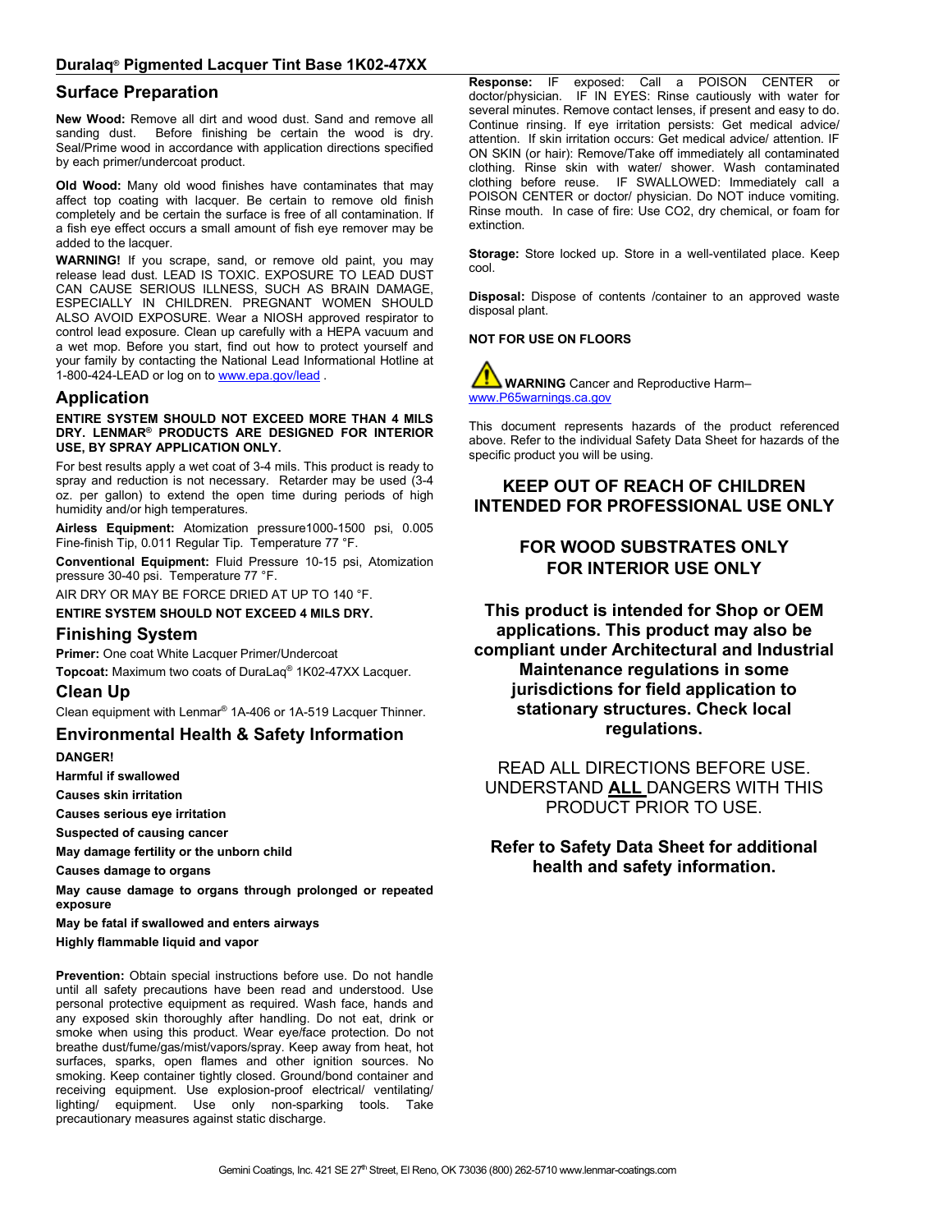## Surface Preparation

**New Wood:** Remove all dirt and wood dust. Sand and remove all sanding dust. Before finishing be certain the wood is dry. Seal/Prime wood in accordance with application directions specified by each primer/undercoat product.

**Old Wood:** Many old wood finishes have contaminates that may affect top coating with lacquer. Be certain to remove old finish completely and be certain the surface is free of all contamination. If a fish eye effect occurs a small amount of fish eye remover may be added to the lacquer.

**WARNING!** If you scrape, sand, or remove old paint, you may release lead dust. LEAD IS TOXIC. EXPOSURE TO LEAD DUST CAN CAUSE SERIOUS ILLNESS, SUCH AS BRAIN DAMAGE, ESPECIALLY IN CHILDREN. PREGNANT WOMEN SHOULD ALSO AVOID EXPOSURE. Wear a NIOSH approved respirator to control lead exposure. Clean up carefully with a HEPA vacuum and a wet mop. Before you start, find out how to protect yourself and your family by contacting the National Lead Informational Hotline at 1-800-424-LEAD or log on to www.epa.gov/lead .

## Application

**ENTIRE SYSTEM SHOULD NOT EXCEED MORE THAN 4 MILS DRY. LENMAR® PRODUCTS ARE DESIGNED FOR INTERIOR USE, BY SPRAY APPLICATION ONLY.**

For best results apply a wet coat of 3-4 mils. This product is ready to spray and reduction is not necessary. Retarder may be used (3-4 oz. per gallon) to extend the open time during periods of high humidity and/or high temperatures.

**Airless Equipment:** Atomization pressure1000-1500 psi, 0.005 Fine-finish Tip, 0.011 Regular Tip. Temperature 77 °F.

**Conventional Equipment:** Fluid Pressure 10-15 psi, Atomization pressure 30-40 psi. Temperature 77 °F.

AIR DRY OR MAY BE FORCE DRIED AT UP TO 140 °F.

**ENTIRE SYSTEM SHOULD NOT EXCEED 4 MILS DRY.**

## Finishing System

**Primer:** One coat White Lacquer Primer/Undercoat

**Topcoat:** Maximum two coats of DuraLaq® 1K02-47XX Lacquer.

## Clean Up

Clean equipment with Lenmar® 1A-406 or 1A-519 Lacquer Thinner.

## Environmental Health & Safety Information

**DANGER!**

**Harmful if swallowed**

**Causes skin irritation**

**Causes serious eye irritation**

**Suspected of causing cancer**

**May damage fertility or the unborn child**

**Causes damage to organs**

**May cause damage to organs through prolonged or repeated exposure**

**May be fatal if swallowed and enters airways**

**Highly flammable liquid and vapor**

**Prevention:** Obtain special instructions before use. Do not handle until all safety precautions have been read and understood. Use personal protective equipment as required. Wash face, hands and any exposed skin thoroughly after handling. Do not eat, drink or smoke when using this product. Wear eye/face protection. Do not breathe dust/fume/gas/mist/vapors/spray. Keep away from heat, hot surfaces, sparks, open flames and other ignition sources. No smoking. Keep container tightly closed. Ground/bond container and receiving equipment. Use explosion-proof electrical/ ventilating/ lighting/ equipment. Use only non-sparking tools. Take precautionary measures against static discharge.

**Response:** IF exposed: Call a POISON CENTER or doctor/physician. IF IN EYES: Rinse cautiously with water for several minutes. Remove contact lenses, if present and easy to do. Continue rinsing. If eye irritation persists: Get medical advice/ attention. If skin irritation occurs: Get medical advice/ attention. IF ON SKIN (or hair): Remove/Take off immediately all contaminated clothing. Rinse skin with water/ shower. Wash contaminated clothing before reuse. IF SWALLOWED: Immediately call a POISON CENTER or doctor/ physician. Do NOT induce vomiting. Rinse mouth. In case of fire: Use $CO_2$, dry chemical, or foam for extinction.

**Storage:** Store locked up. Store in a well-ventilated place. Keep cool.

**Disposal:** Dispose of contents /container to an approved waste disposal plant.

**NOT FOR USE ON FLOORS**

**WARNING** Cancer and Reproductive Harm– www.P65warnings.ca.gov

This document represents hazards of the product referenced above. Refer to the individual Safety Data Sheet for hazards of the specific product you will be using.

**KEEP OUT OF REACH OF CHILDREN**
**INTENDED FOR PROFESSIONAL USE ONLY**

**FOR WOOD SUBSTRATES ONLY**
**FOR INTERIOR USE ONLY**

**This product is intended for Shop or OEM applications. This product may also be compliant under Architectural and Industrial Maintenance regulations in some jurisdictions for field application to stationary structures. Check local regulations.**

READ ALL DIRECTIONS BEFORE USE. UNDERSTAND **ALL** DANGERS WITH THIS PRODUCT PRIOR TO USE.

**Refer to Safety Data Sheet for additional health and safety information.**

Gemini Coatings, Inc. 421 SE 27th Street, El Reno, OK 73036 (800) 262-5710 www.lenmar-coatings.com